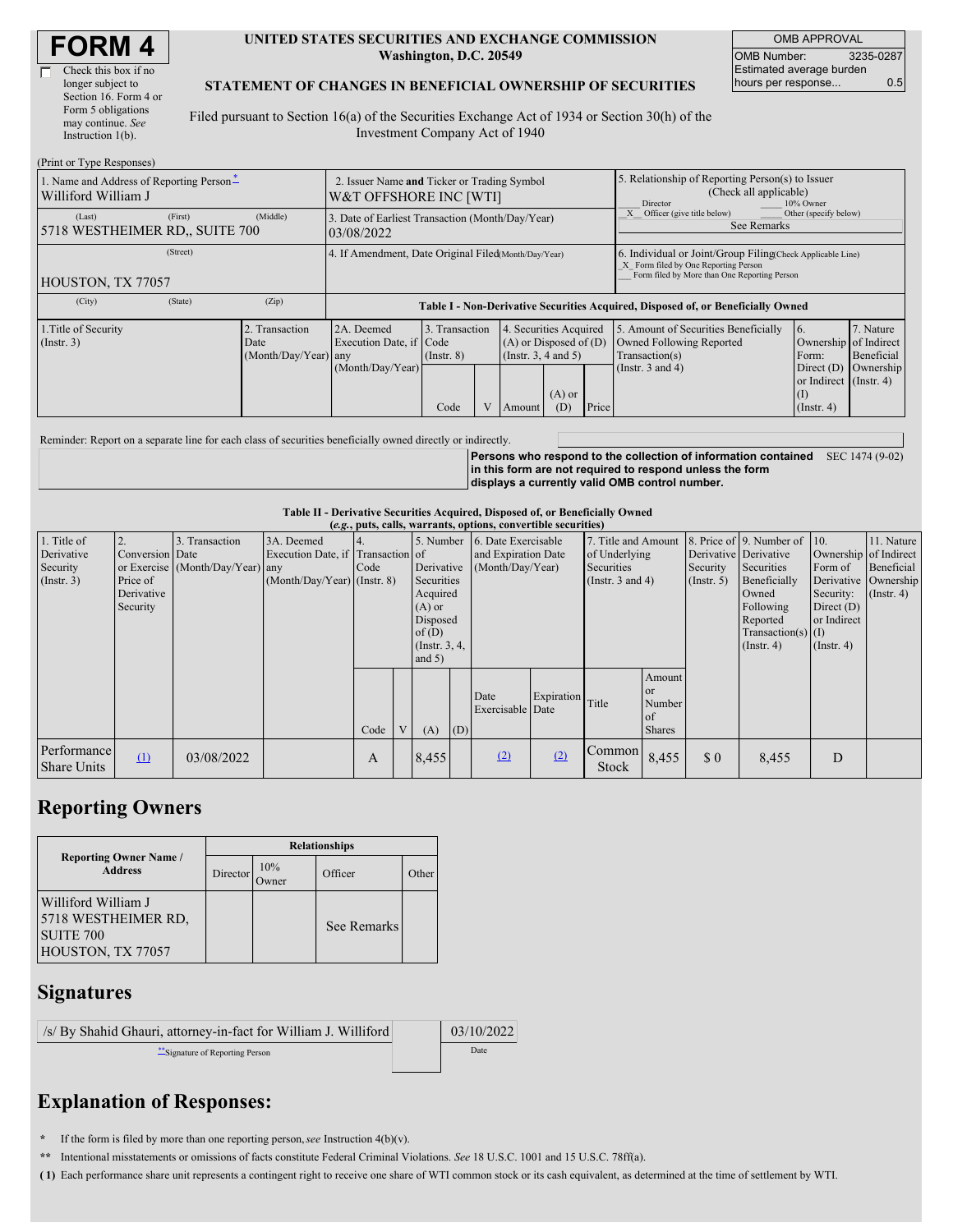# FORM 4

☐ Check this box if no longer subject to Section 16. Form 4 or Form 5 obligations may continue. *See* Instruction 1(b).

**UNITED STATES SECURITIES AND EXCHANGE COMMISSION**
**Washington, D.C. 20549**

**STATEMENT OF CHANGES IN BENEFICIAL OWNERSHIP OF SECURITIES**

Filed pursuant to Section 16(a) of the Securities Exchange Act of 1934 or Section 30(h) of the Investment Company Act of 1940

| OMB APPROVAL | |
|---|---|
| OMB Number: | 3235-0287 |
| Estimated average burden hours per response... | 0.5 |

(Print or Type Responses)

| | | |
|---|---|---|
| 1. Name and Address of Reporting Person* Williford William J | 2. Issuer Name **and** Ticker or Trading Symbol W&T OFFSHORE INC [WTI] | 5. Relationship of Reporting Person(s) to Issuer (Check all applicable) ___ Director ___ 10% Owner _X_ Officer (give title below) ___ Other (specify below) See Remarks |
| (Last) (First) (Middle) 5718 WESTHEIMER RD,, SUITE 700 | 3. Date of Earliest Transaction (Month/Day/Year) 03/08/2022 | |
| (Street) HOUSTON, TX 77057 | 4. If Amendment, Date Original Filed (Month/Day/Year) | 6. Individual or Joint/Group Filing (Check Applicable Line) _X_ Form filed by One Reporting Person ___ Form filed by More than One Reporting Person |
| (City) (State) (Zip) | | |

**Table I - Non-Derivative Securities Acquired, Disposed of, or Beneficially Owned**

| 1.Title of Security (Instr. 3) | 2. Transaction Date (Month/Day/Year) | 2A. Deemed Execution Date, if any (Month/Day/Year) | 3. Transaction Code (Instr. 8) | | 4. Securities Acquired (A) or Disposed of (D) (Instr. 3, 4 and 5) | | | 5. Amount of Securities Beneficially Owned Following Reported Transaction(s) (Instr. 3 and 4) | 6. Ownership Form: Direct (D) or Indirect (I) (Instr. 4) | 7. Nature of Indirect Beneficial Ownership (Instr. 4) |
|---|---|---|---|---|---|---|---|---|---|---|
| | | | Code | V | Amount | (A) or (D) | Price | | | |

Reminder: Report on a separate line for each class of securities beneficially owned directly or indirectly.

**Persons who respond to the collection of information contained in this form are not required to respond unless the form displays a currently valid OMB control number.** SEC 1474 (9-02)

**Table II - Derivative Securities Acquired, Disposed of, or Beneficially Owned**
***(e.g.*, puts, calls, warrants, options, convertible securities)**

| 1. Title of Derivative Security (Instr. 3) | 2. Conversion or Exercise Price of Derivative Security | 3. Transaction Date (Month/Day/Year) | 3A. Deemed Execution Date, if any (Month/Day/Year) | 4. Transaction Code (Instr. 8) | | 5. Number of Derivative Securities Acquired (A) or Disposed of (D) (Instr. 3, 4, and 5) | | 6. Date Exercisable and Expiration Date (Month/Day/Year) | | 7. Title and Amount of Underlying Securities (Instr. 3 and 4) | | 8. Price of Derivative Security (Instr. 5) | 9. Number of Derivative Securities Beneficially Owned Following Reported Transaction(s) (Instr. 4) | 10. Ownership Form of Derivative Security: Direct (D) or Indirect (I) (Instr. 4) | 11. Nature of Indirect Beneficial Ownership (Instr. 4) |
|---|---|---|---|---|---|---|---|---|---|---|---|---|---|---|---|
| | | | | Code | V | (A) | (D) | Date Exercisable | Expiration Date | Title | Amount or Number of Shares | | | | |
| Performance Share Units | (1) | 03/08/2022 | | A | | 8,455 | | (2) | (2) | Common Stock | 8,455 | $ 0 | 8,455 | D | |

## Reporting Owners

| Reporting Owner Name / Address | Relationships | | | |
|---|---|---|---|---|
| | Director | 10% Owner | Officer | Other |
| Williford William J 5718 WESTHEIMER RD, SUITE 700 HOUSTON, TX 77057 | | | See Remarks | |

## Signatures

| | |
|---|---|
| /s/ By Shahid Ghauri, attorney-in-fact for William J. Williford | 03/10/2022 |
| **Signature of Reporting Person | Date |

## Explanation of Responses:

\* If the form is filed by more than one reporting person, *see* Instruction 4(b)(v).

** Intentional misstatements or omissions of facts constitute Federal Criminal Violations. *See* 18 U.S.C. 1001 and 15 U.S.C. 78ff(a).

**( 1)** Each performance share unit represents a contingent right to receive one share of WTI common stock or its cash equivalent, as determined at the time of settlement by WTI.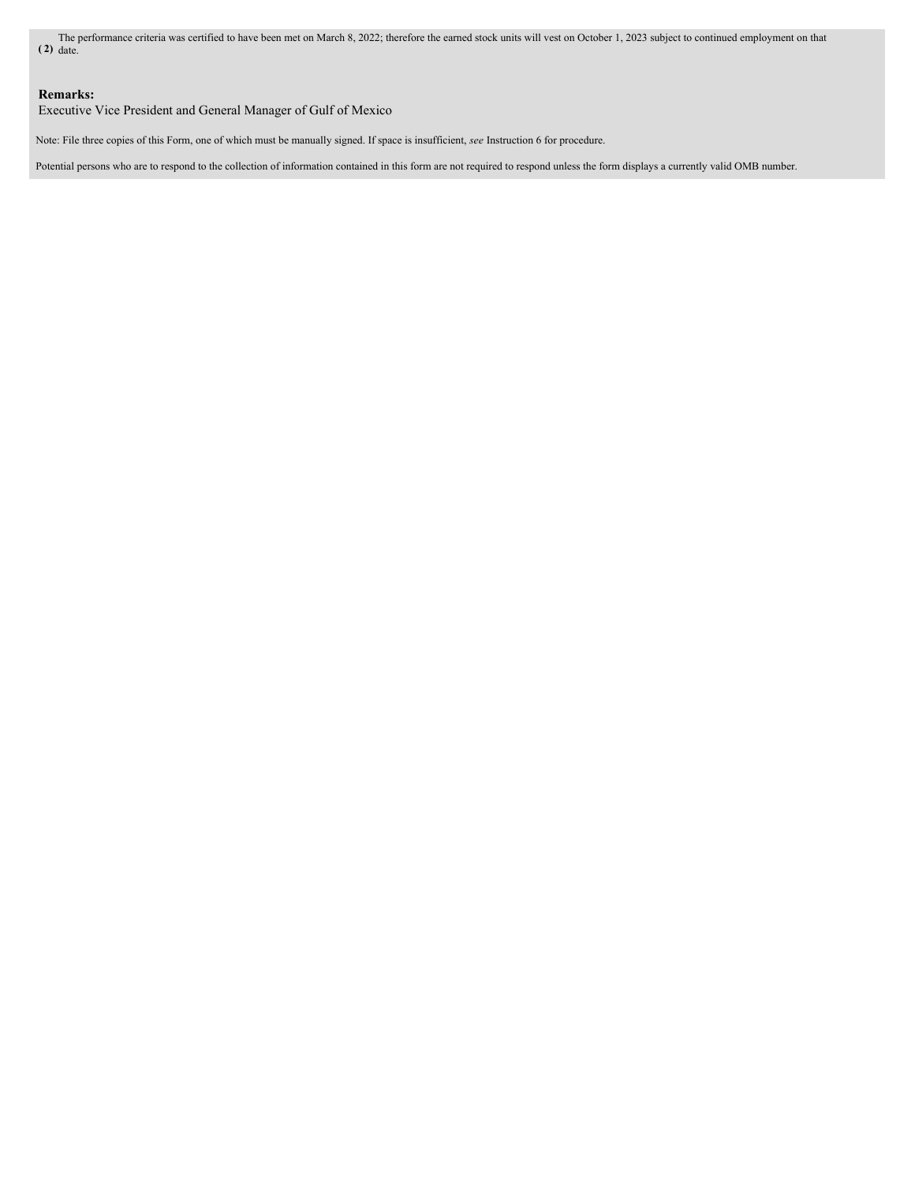(2) The performance criteria was certified to have been met on March 8, 2022; therefore the earned stock units will vest on October 1, 2023 subject to continued employment on that date.

**Remarks:**
Executive Vice President and General Manager of Gulf of Mexico

Note: File three copies of this Form, one of which must be manually signed. If space is insufficient, *see* Instruction 6 for procedure.

Potential persons who are to respond to the collection of information contained in this form are not required to respond unless the form displays a currently valid OMB number.